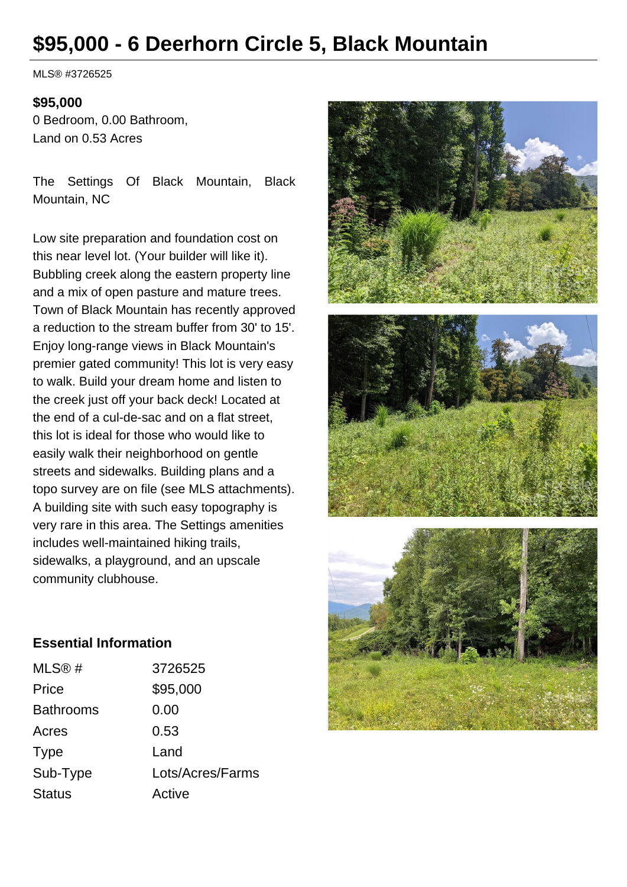# $95,000 - 6 Deerhorn Circle 5, Black Mountain

MLS® #3726525

**$95,000**
0 Bedroom, 0.00 Bathroom,
Land on 0.53 Acres

The Settings Of Black Mountain, Black Mountain, NC

Low site preparation and foundation cost on this near level lot. (Your builder will like it). Bubbling creek along the eastern property line and a mix of open pasture and mature trees. Town of Black Mountain has recently approved a reduction to the stream buffer from 30' to 15'. Enjoy long-range views in Black Mountain's premier gated community! This lot is very easy to walk. Build your dream home and listen to the creek just off your back deck! Located at the end of a cul-de-sac and on a flat street, this lot is ideal for those who would like to easily walk their neighborhood on gentle streets and sidewalks. Building plans and a topo survey are on file (see MLS attachments). A building site with such easy topography is very rare in this area. The Settings amenities includes well-maintained hiking trails, sidewalks, a playground, and an upscale community clubhouse.

### Essential Information

| | |
|---|---|
| MLS® # | 3726525 |
| Price | $95,000 |
| Bathrooms | 0.00 |
| Acres | 0.53 |
| Type | Land |
| Sub-Type | Lots/Acres/Farms |
| Status | Active |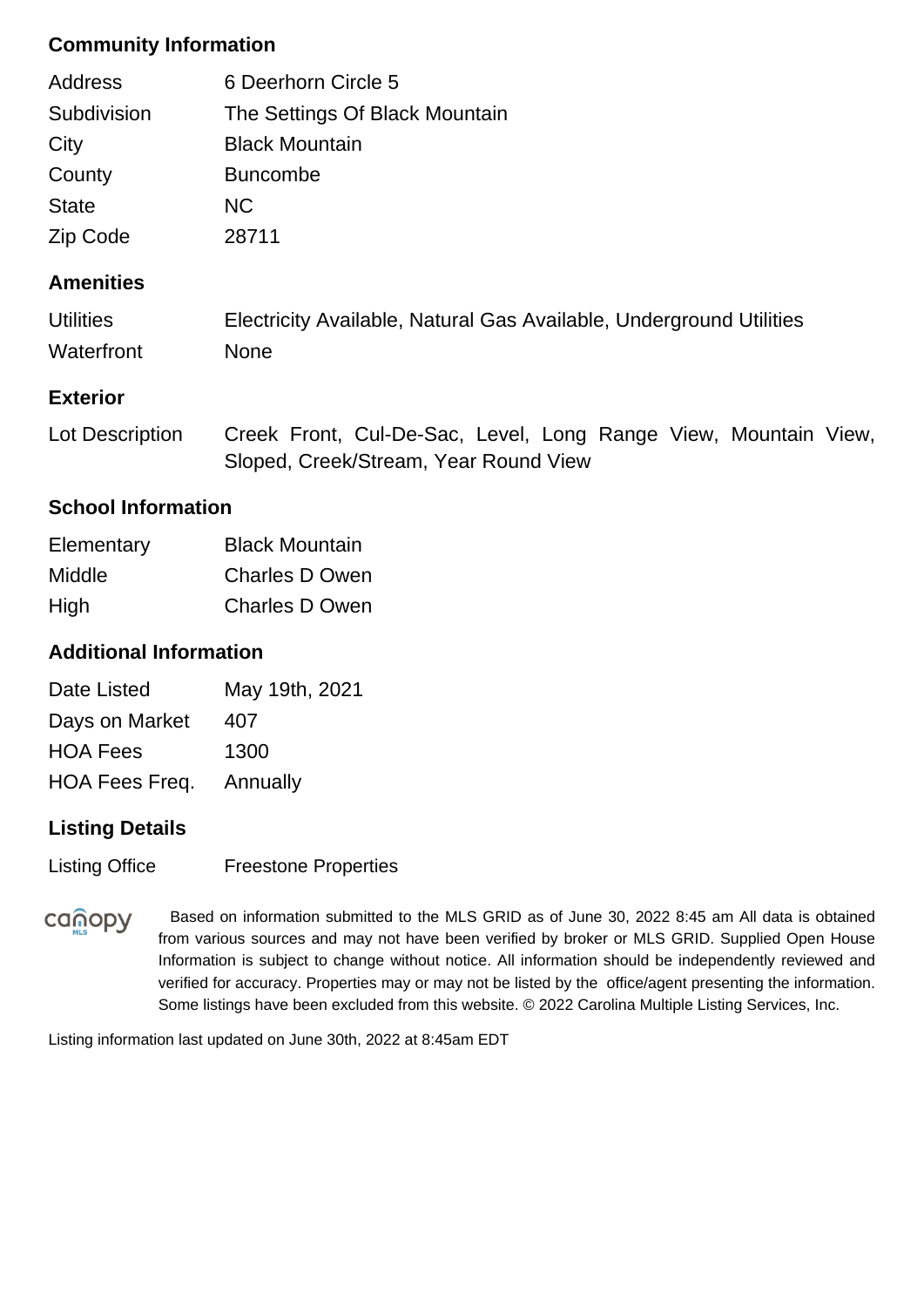## Community Information

| | |
|---|---|
| Address | 6 Deerhorn Circle 5 |
| Subdivision | The Settings Of Black Mountain |
| City | Black Mountain |
| County | Buncombe |
| State | NC |
| Zip Code | 28711 |

## Amenities

| | |
|---|---|
| Utilities | Electricity Available, Natural Gas Available, Underground Utilities |
| Waterfront | None |

## Exterior

| | |
|---|---|
| Lot Description | Creek Front, Cul-De-Sac, Level, Long Range View, Mountain View, Sloped, Creek/Stream, Year Round View |

## School Information

| | |
|---|---|
| Elementary | Black Mountain |
| Middle | Charles D Owen |
| High | Charles D Owen |

## Additional Information

| | |
|---|---|
| Date Listed | May 19th, 2021 |
| Days on Market | 407 |
| HOA Fees | 1300 |
| HOA Fees Freq. | Annually |

## Listing Details

| | |
|---|---|
| Listing Office | Freestone Properties |

canopy MLS

Based on information submitted to the MLS GRID as of June 30, 2022 8:45 am All data is obtained from various sources and may not have been verified by broker or MLS GRID. Supplied Open House Information is subject to change without notice. All information should be independently reviewed and verified for accuracy. Properties may or may not be listed by the office/agent presenting the information. Some listings have been excluded from this website. © 2022 Carolina Multiple Listing Services, Inc.

Listing information last updated on June 30th, 2022 at 8:45am EDT